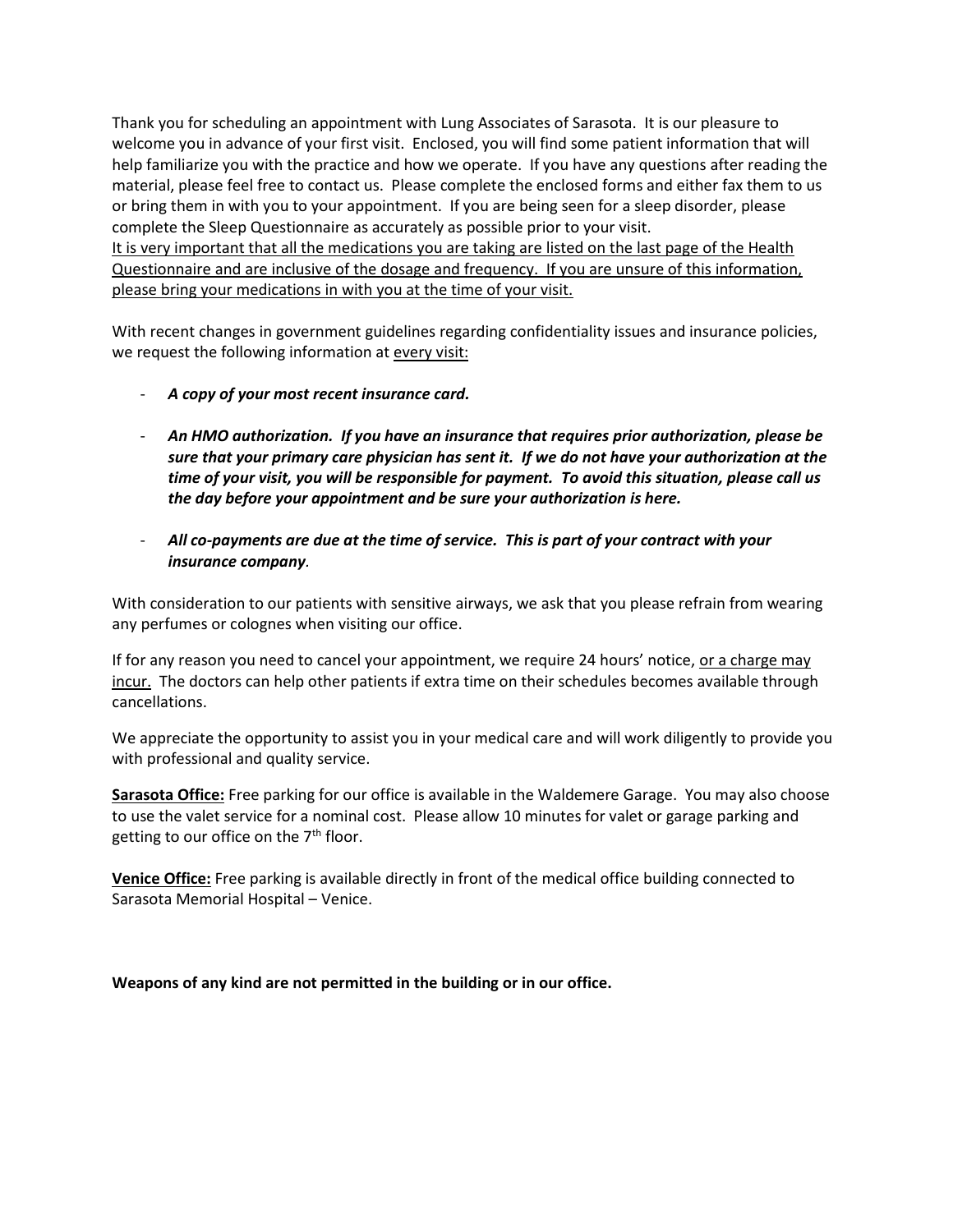Thank you for scheduling an appointment with Lung Associates of Sarasota. It is our pleasure to welcome you in advance of your first visit. Enclosed, you will find some patient information that will help familiarize you with the practice and how we operate. If you have any questions after reading the material, please feel free to contact us. Please complete the enclosed forms and either fax them to us or bring them in with you to your appointment. If you are being seen for a sleep disorder, please complete the Sleep Questionnaire as accurately as possible prior to your visit.
<u>It is very important that all the medications you are taking are listed on the last page of the Health Questionnaire and are inclusive of the dosage and frequency. If you are unsure of this information, please bring your medications in with you at the time of your visit.</u>

With recent changes in government guidelines regarding confidentiality issues and insurance policies, we request the following information at <u>every visit:</u>

- ***A copy of your most recent insurance card.***
- ***An HMO authorization. If you have an insurance that requires prior authorization, please be sure that your primary care physician has sent it. If we do not have your authorization at the time of your visit, you will be responsible for payment. To avoid this situation, please call us the day before your appointment and be sure your authorization is here.***
- ***All co-payments are due at the time of service. This is part of your contract with your insurance company.***

With consideration to our patients with sensitive airways, we ask that you please refrain from wearing any perfumes or colognes when visiting our office.

If for any reason you need to cancel your appointment, we require 24 hours' notice, <u>or a charge may incur.</u> The doctors can help other patients if extra time on their schedules becomes available through cancellations.

We appreciate the opportunity to assist you in your medical care and will work diligently to provide you with professional and quality service.

**<u>Sarasota Office:</u>** Free parking for our office is available in the Waldemere Garage. You may also choose to use the valet service for a nominal cost. Please allow 10 minutes for valet or garage parking and getting to our office on the 7th floor.

**<u>Venice Office:</u>** Free parking is available directly in front of the medical office building connected to Sarasota Memorial Hospital – Venice.

**Weapons of any kind are not permitted in the building or in our office.**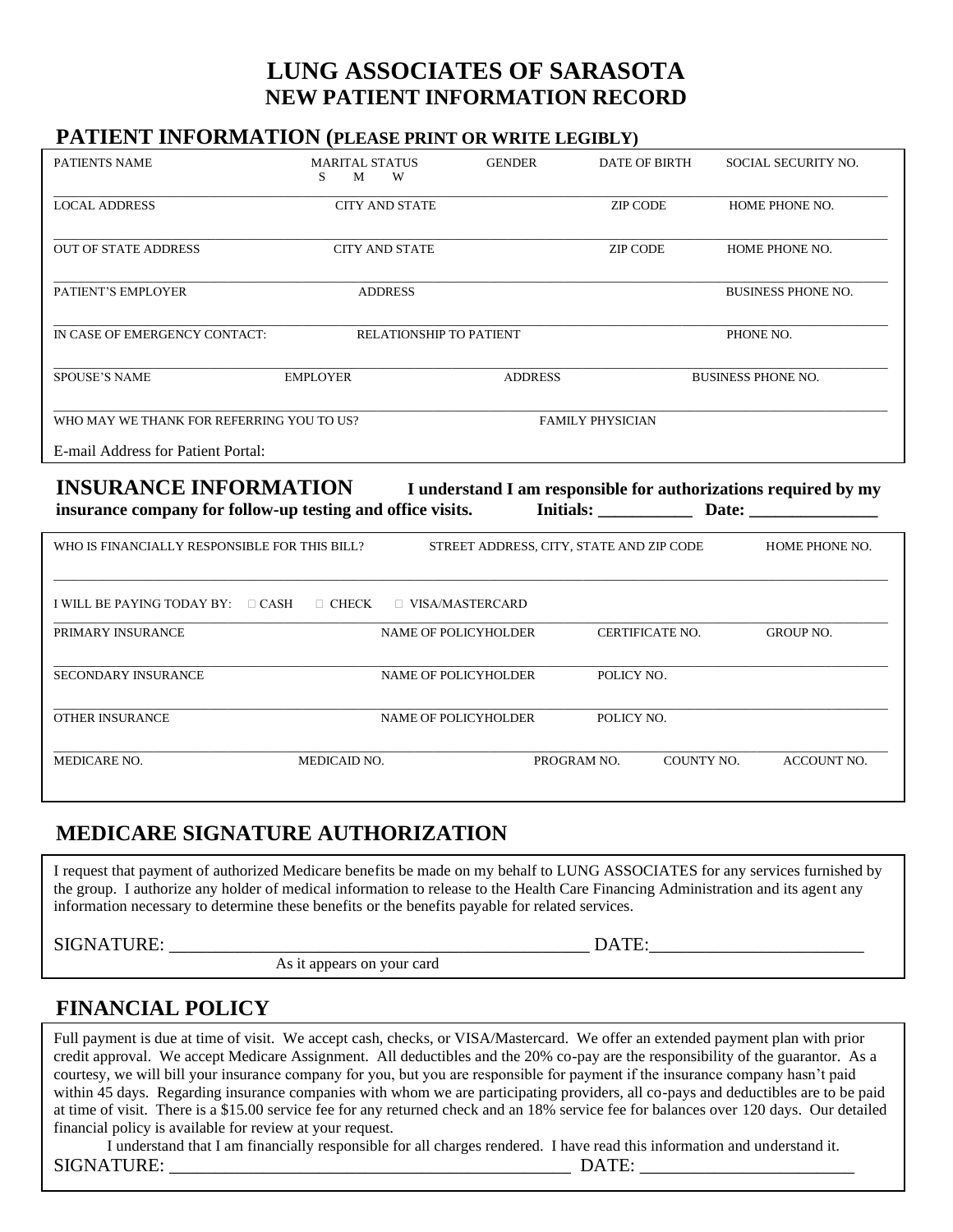# LUNG ASSOCIATES OF SARASOTA
## NEW PATIENT INFORMATION RECORD

## PATIENT INFORMATION (PLEASE PRINT OR WRITE LEGIBLY)

| PATIENTS NAME | MARITAL STATUS S M W | GENDER | DATE OF BIRTH | SOCIAL SECURITY NO. |
|---|---|---|---|---|
| | | | | |

| LOCAL ADDRESS | CITY AND STATE | ZIP CODE | HOME PHONE NO. |
|---|---|---|---|
| | | | |

| OUT OF STATE ADDRESS | CITY AND STATE | ZIP CODE | HOME PHONE NO. |
|---|---|---|---|
| | | | |

| PATIENT'S EMPLOYER | ADDRESS | BUSINESS PHONE NO. |
|---|---|---|
| | | |

| IN CASE OF EMERGENCY CONTACT: | RELATIONSHIP TO PATIENT | PHONE NO. |
|---|---|---|
| | | |

| SPOUSE'S NAME | EMPLOYER | ADDRESS | BUSINESS PHONE NO. |
|---|---|---|---|
| | | | |

| WHO MAY WE THANK FOR REFERRING YOU TO US? | FAMILY PHYSICIAN |
|---|---|
| | |

E-mail Address for Patient Portal:

## INSURANCE INFORMATION

**I understand I am responsible for authorizations required by my insurance company for follow-up testing and office visits.** **Initials: ___________ Date: _______________**

| WHO IS FINANCIALLY RESPONSIBLE FOR THIS BILL? | STREET ADDRESS, CITY, STATE AND ZIP CODE | HOME PHONE NO. |
|---|---|---|
| | | |

I WILL BE PAYING TODAY BY: ☐ CASH ☐ CHECK ☐ VISA/MASTERCARD

| PRIMARY INSURANCE | NAME OF POLICYHOLDER | CERTIFICATE NO. | GROUP NO. |
|---|---|---|---|
| | | | |

| SECONDARY INSURANCE | NAME OF POLICYHOLDER | POLICY NO. |
|---|---|---|
| | | |

| OTHER INSURANCE | NAME OF POLICYHOLDER | POLICY NO. |
|---|---|---|
| | | |

| MEDICARE NO. | MEDICAID NO. | PROGRAM NO. | COUNTY NO. | ACCOUNT NO. |
|---|---|---|---|---|
| | | | | |

## MEDICARE SIGNATURE AUTHORIZATION

I request that payment of authorized Medicare benefits be made on my behalf to LUNG ASSOCIATES for any services furnished by the group. I authorize any holder of medical information to release to the Health Care Financing Administration and its agent any information necessary to determine these benefits or the benefits payable for related services.

SIGNATURE: _______________________________________________ DATE:_______________________
As it appears on your card

## FINANCIAL POLICY

Full payment is due at time of visit. We accept cash, checks, or VISA/Mastercard. We offer an extended payment plan with prior credit approval. We accept Medicare Assignment. All deductibles and the 20% co-pay are the responsibility of the guarantor. As a courtesy, we will bill your insurance company for you, but you are responsible for payment if the insurance company hasn't paid within 45 days. Regarding insurance companies with whom we are participating providers, all co-pays and deductibles are to be paid at time of visit. There is a $15.00 service fee for any returned check and an 18% service fee for balances over 120 days. Our detailed financial policy is available for review at your request.

I understand that I am financially responsible for all charges rendered. I have read this information and understand it.

SIGNATURE: _____________________________________________ DATE: ________________________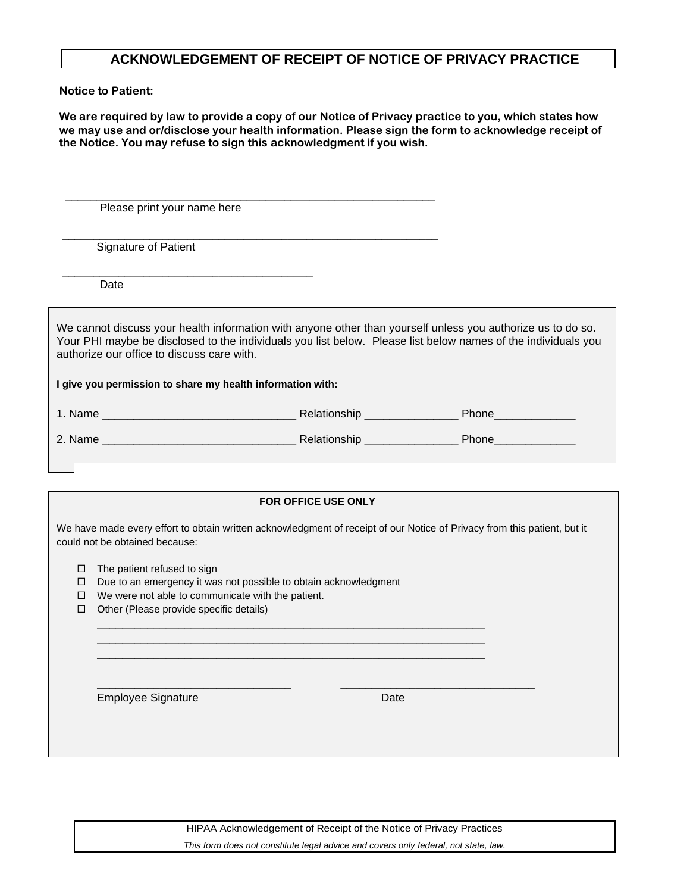# ACKNOWLEDGEMENT OF RECEIPT OF NOTICE OF PRIVACY PRACTICE

**Notice to Patient:**

**We are required by law to provide a copy of our Notice of Privacy practice to you, which states how we may use and or/disclose your health information. Please sign the form to acknowledge receipt of the Notice. You may refuse to sign this acknowledgment if you wish.**

_______________________________________________________________
Please print your name here

_______________________________________________________________
Signature of Patient

___________________________________________
Date

We cannot discuss your health information with anyone other than yourself unless you authorize us to do so. Your PHI maybe be disclosed to the individuals you list below. Please list below names of the individuals you authorize our office to discuss care with.

**I give you permission to share my health information with:**

1. Name _______________________________ Relationship _______________ Phone_____________

2. Name _______________________________ Relationship _______________ Phone_____________

**FOR OFFICE USE ONLY**

We have made every effort to obtain written acknowledgment of receipt of our Notice of Privacy from this patient, but it could not be obtained because:

- ☐ The patient refused to sign
- ☐ Due to an emergency it was not possible to obtain acknowledgment
- ☐ We were not able to communicate with the patient.
- ☐ Other (Please provide specific details)

_________________________________________________________________
_________________________________________________________________
_________________________________________________________________

_______________________________ _______________________________
Employee Signature Date

HIPAA Acknowledgement of Receipt of the Notice of Privacy Practices

*This form does not constitute legal advice and covers only federal, not state, law.*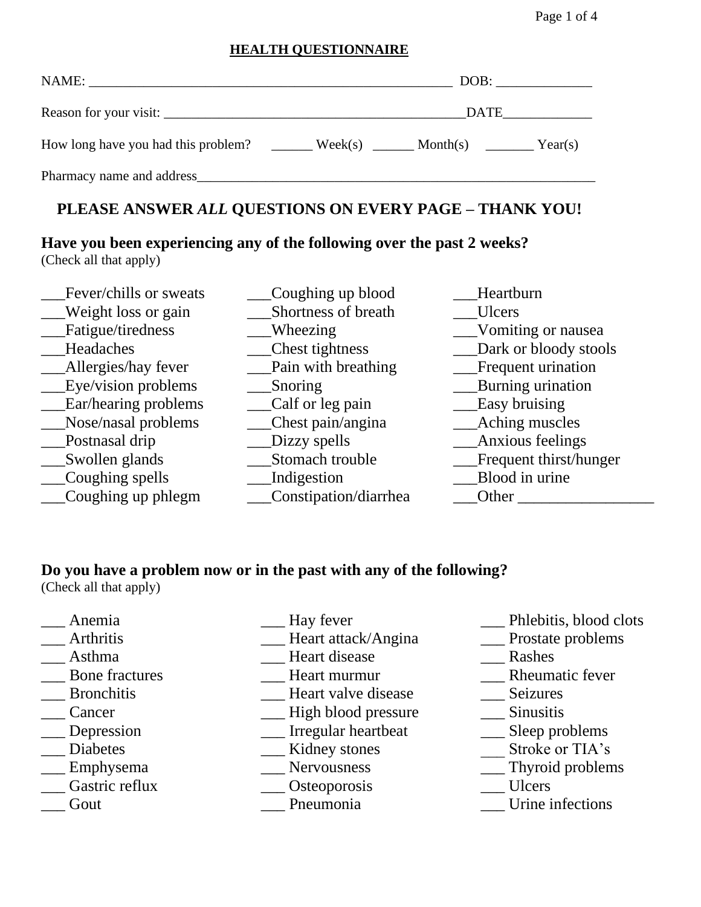## HEALTH QUESTIONNAIRE

NAME: ______________________________________________________ DOB: _____________

Reason for your visit: ____________________________________________DATE____________

How long have you had this problem? ______ Week(s) ______ Month(s) _______ Year(s)

Pharmacy name and address____________________________________________________________

### PLEASE ANSWER *ALL* QUESTIONS ON EVERY PAGE – THANK YOU!

### Have you been experiencing any of the following over the past 2 weeks?

(Check all that apply)

___Fever/chills or sweats
___Weight loss or gain
___Fatigue/tiredness
___Headaches
___Allergies/hay fever
___Eye/vision problems
___Ear/hearing problems
___Nose/nasal problems
___Postnasal drip
___Swollen glands
___Coughing spells
___Coughing up phlegm
___Coughing up blood
___Shortness of breath
___Wheezing
___Chest tightness
___Pain with breathing
___Snoring
___Calf or leg pain
___Chest pain/angina
___Dizzy spells
___Stomach trouble
___Indigestion
___Constipation/diarrhea
___Heartburn
___Ulcers
___Vomiting or nausea
___Dark or bloody stools
___Frequent urination
___Burning urination
___Easy bruising
___Aching muscles
___Anxious feelings
___Frequent thirst/hunger
___Blood in urine
___Other _________________

### Do you have a problem now or in the past with any of the following?

(Check all that apply)

___ Anemia
___ Arthritis
___ Asthma
___ Bone fractures
___ Bronchitis
___ Cancer
___ Depression
___ Diabetes
___ Emphysema
___ Gastric reflux
___ Gout
___ Hay fever
___ Heart attack/Angina
___ Heart disease
___ Heart murmur
___ Heart valve disease
___ High blood pressure
___ Irregular heartbeat
___ Kidney stones
___ Nervousness
___ Osteoporosis
___ Pneumonia
___ Phlebitis, blood clots
___ Prostate problems
___ Rashes
___ Rheumatic fever
___ Seizures
___ Sinusitis
___ Sleep problems
___ Stroke or TIA's
___ Thyroid problems
___ Ulcers
___ Urine infections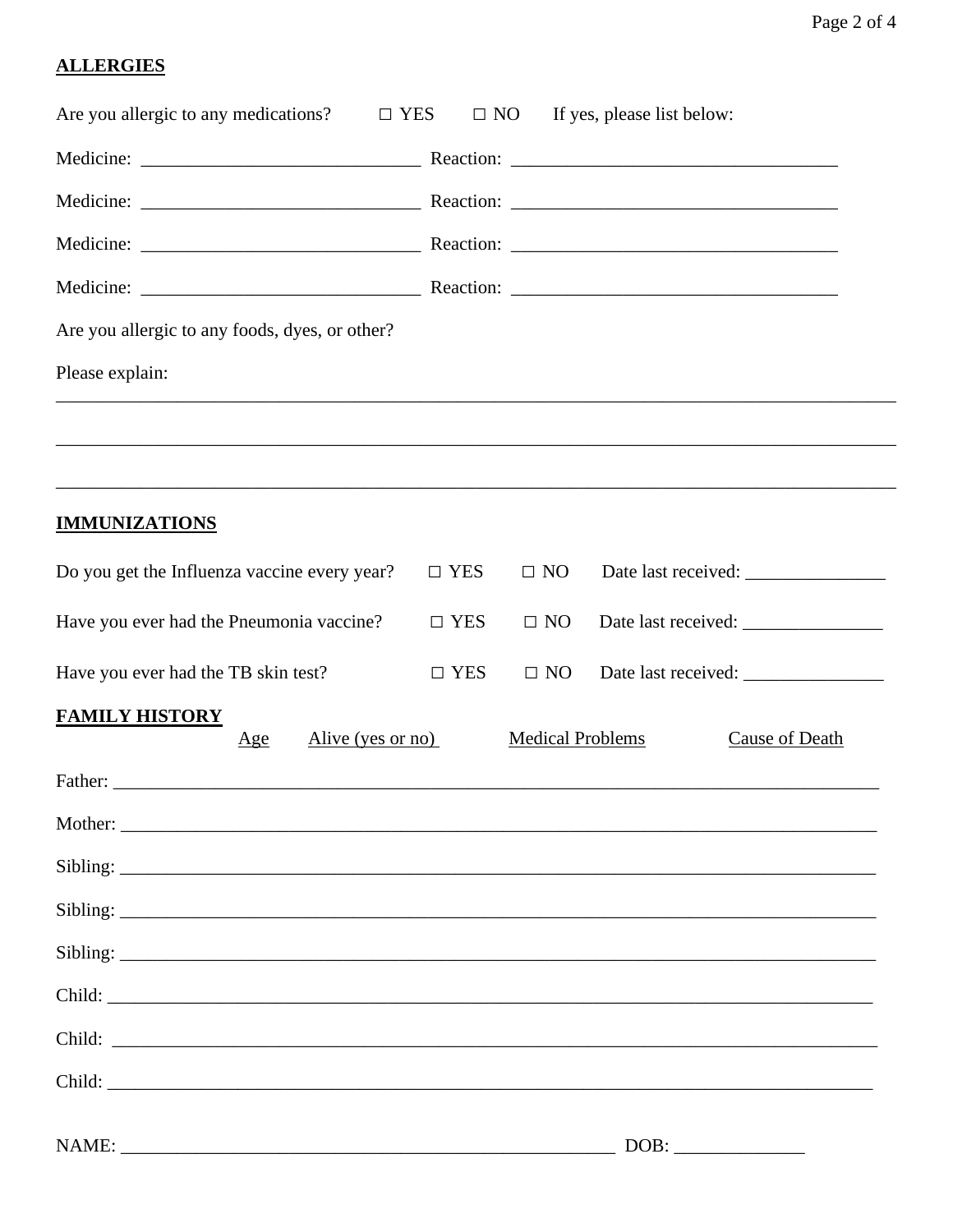## ALLERGIES

Are you allergic to any medications? ☐ YES ☐ NO If yes, please list below:

Medicine: ______________________________ Reaction: ___________________________________

Medicine: ______________________________ Reaction: ___________________________________

Medicine: ______________________________ Reaction: ___________________________________

Medicine: ______________________________ Reaction: ___________________________________

Are you allergic to any foods, dyes, or other?

Please explain:
___________________________________________________________________________________________

___________________________________________________________________________________________

___________________________________________________________________________________________

## IMMUNIZATIONS

Do you get the Influenza vaccine every year? ☐ YES ☐ NO Date last received: _______________

Have you ever had the Pneumonia vaccine? ☐ YES ☐ NO Date last received: _______________

Have you ever had the TB skin test? ☐ YES ☐ NO Date last received: _______________

## FAMILY HISTORY

| | Age | Alive (yes or no) | Medical Problems | Cause of Death |
|---|---|---|---|---|
| Father: | | | | |
| Mother: | | | | |
| Sibling: | | | | |
| Sibling: | | | | |
| Sibling: | | | | |
| Child: | | | | |
| Child: | | | | |
| Child: | | | | |

NAME: ______________________________________________________ DOB: ______________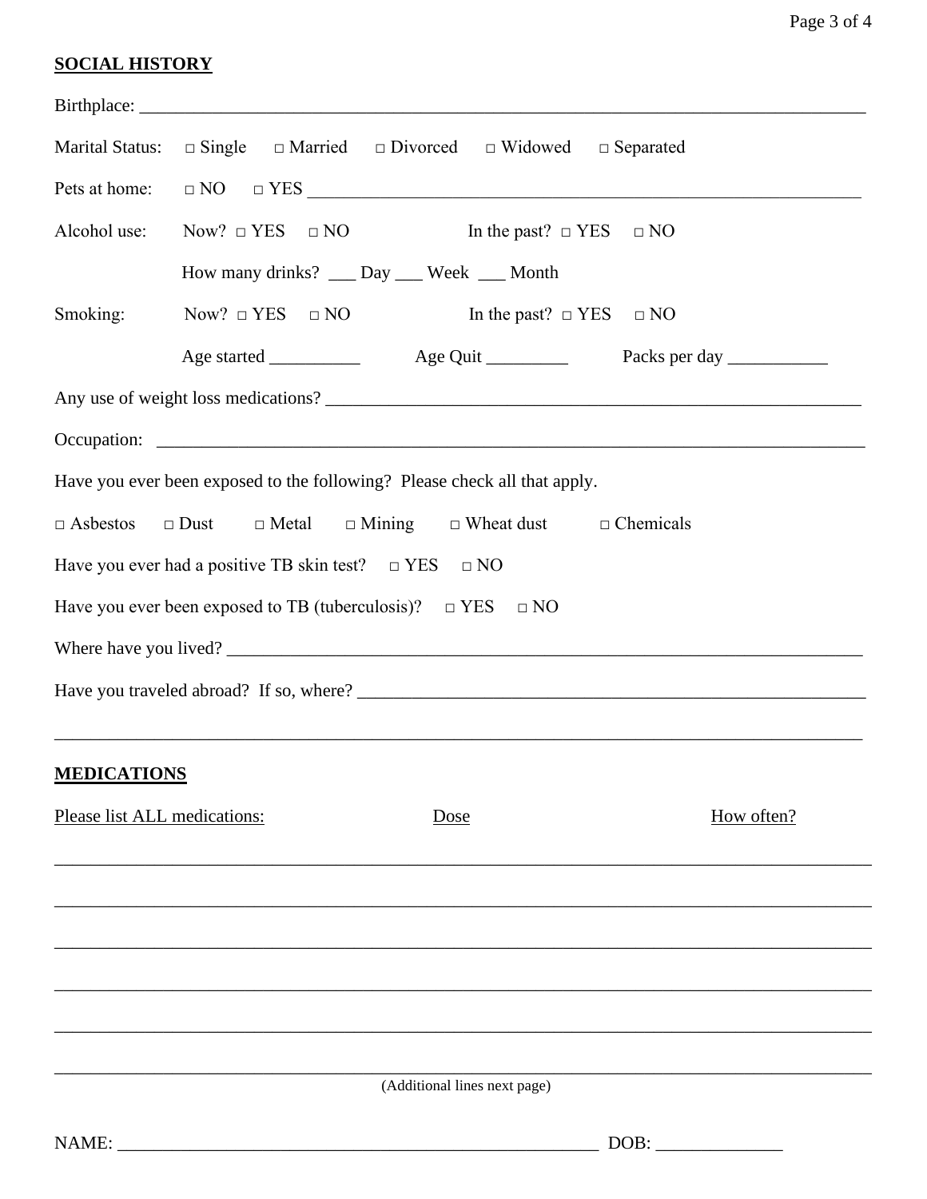## SOCIAL HISTORY

Birthplace: ___________________________________________________________________________

Marital Status: □ Single □ Married □ Divorced □ Widowed □ Separated

Pets at home: □ NO □ YES ___________________________________________________________

Alcohol use: Now? □ YES □ NO In the past? □ YES □ NO

How many drinks? ___ Day ___ Week ___ Month

Smoking: Now? □ YES □ NO In the past? □ YES □ NO

Age started __________ Age Quit _________ Packs per day ___________

Any use of weight loss medications? _______________________________________________________

Occupation: _______________________________________________________________________

Have you ever been exposed to the following? Please check all that apply.

□ Asbestos □ Dust □ Metal □ Mining □ Wheat dust □ Chemicals

Have you ever had a positive TB skin test? □ YES □ NO

Have you ever been exposed to TB (tuberculosis)? □ YES □ NO

Where have you lived? ________________________________________________________________

Have you traveled abroad? If so, where? ___________________________________________________

_____________________________________________________________________________________

## MEDICATIONS

| Please list ALL medications: | Dose | How often? |
|---|---|---|
| | | |
| | | |
| | | |
| | | |
| | | |
| | | |

(Additional lines next page)

NAME: _______________________________________________________ DOB: ______________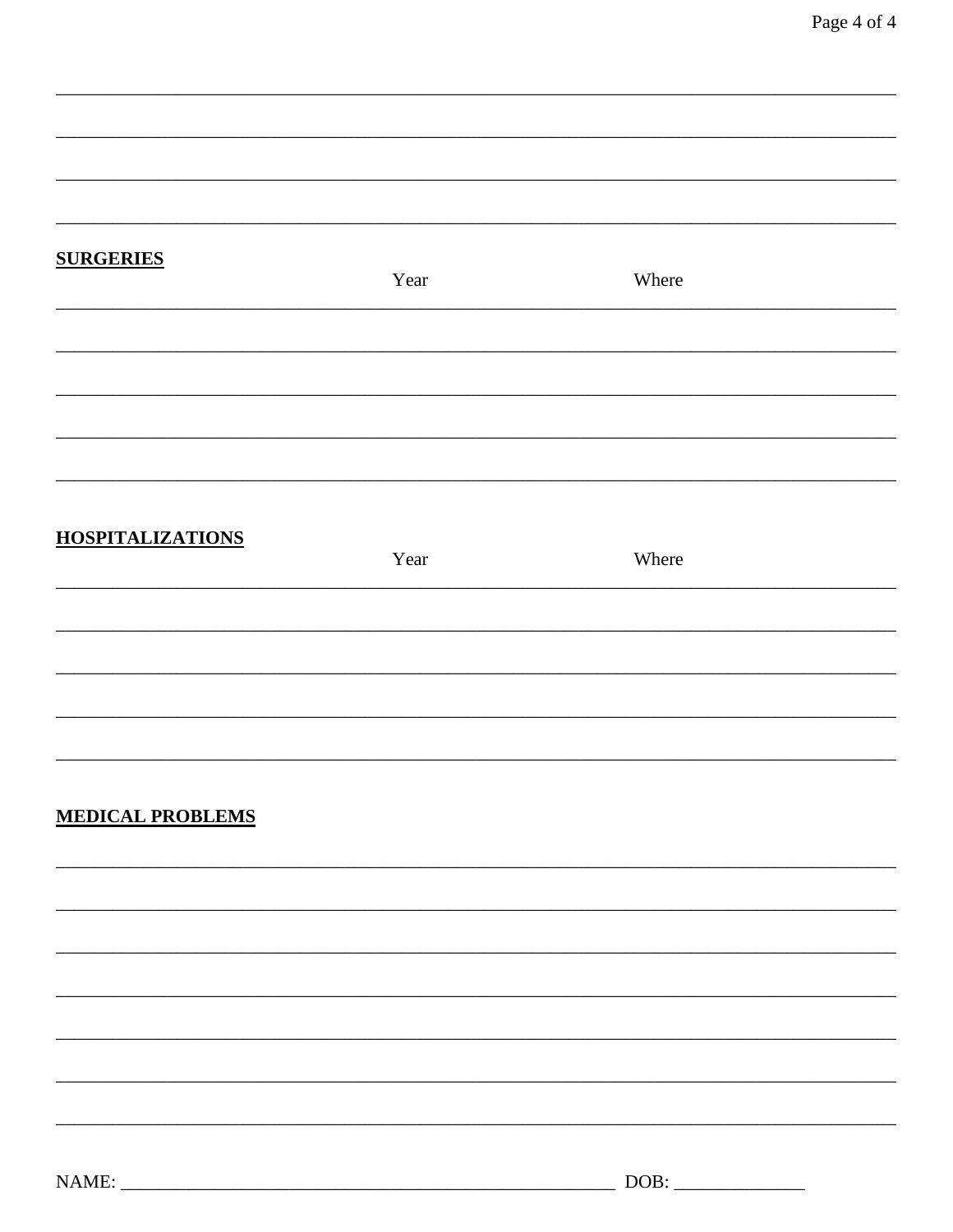______________________________________________________________________________

______________________________________________________________________________

______________________________________________________________________________

______________________________________________________________________________

**SURGERIES**

| | Year | Where |
|---|---|---|
| | | |
| | | |
| | | |
| | | |
| | | |

**HOSPITALIZATIONS**

| | Year | Where |
|---|---|---|
| | | |
| | | |
| | | |
| | | |
| | | |

**MEDICAL PROBLEMS**

______________________________________________________________________________

______________________________________________________________________________

______________________________________________________________________________

______________________________________________________________________________

______________________________________________________________________________

______________________________________________________________________________

______________________________________________________________________________

NAME: ______________________________________________________ DOB: ______________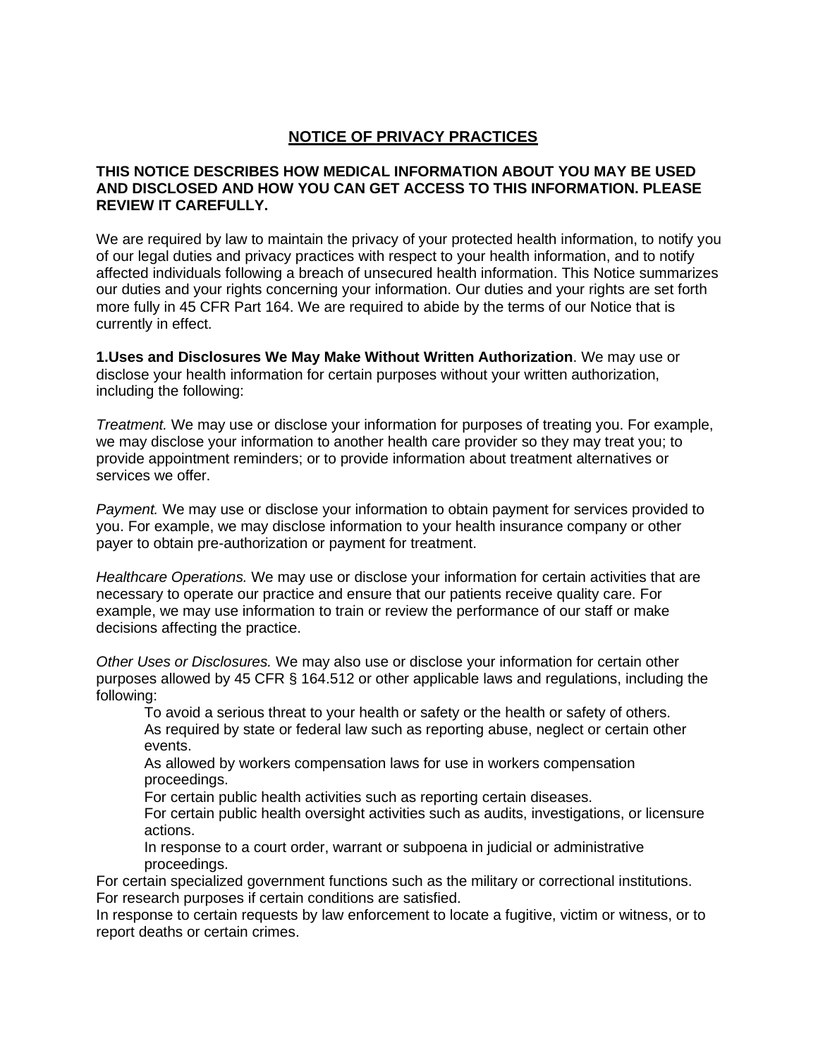## NOTICE OF PRIVACY PRACTICES

**THIS NOTICE DESCRIBES HOW MEDICAL INFORMATION ABOUT YOU MAY BE USED AND DISCLOSED AND HOW YOU CAN GET ACCESS TO THIS INFORMATION. PLEASE REVIEW IT CAREFULLY.**

We are required by law to maintain the privacy of your protected health information, to notify you of our legal duties and privacy practices with respect to your health information, and to notify affected individuals following a breach of unsecured health information. This Notice summarizes our duties and your rights concerning your information. Our duties and your rights are set forth more fully in 45 CFR Part 164. We are required to abide by the terms of our Notice that is currently in effect.

**1.Uses and Disclosures We May Make Without Written Authorization**. We may use or disclose your health information for certain purposes without your written authorization, including the following:

*Treatment.* We may use or disclose your information for purposes of treating you. For example, we may disclose your information to another health care provider so they may treat you; to provide appointment reminders; or to provide information about treatment alternatives or services we offer.

*Payment.* We may use or disclose your information to obtain payment for services provided to you. For example, we may disclose information to your health insurance company or other payer to obtain pre-authorization or payment for treatment.

*Healthcare Operations.* We may use or disclose your information for certain activities that are necessary to operate our practice and ensure that our patients receive quality care. For example, we may use information to train or review the performance of our staff or make decisions affecting the practice.

*Other Uses or Disclosures.* We may also use or disclose your information for certain other purposes allowed by 45 CFR § 164.512 or other applicable laws and regulations, including the following:

To avoid a serious threat to your health or safety or the health or safety of others.
As required by state or federal law such as reporting abuse, neglect or certain other events.
As allowed by workers compensation laws for use in workers compensation proceedings.
For certain public health activities such as reporting certain diseases.
For certain public health oversight activities such as audits, investigations, or licensure actions.
In response to a court order, warrant or subpoena in judicial or administrative proceedings.
For certain specialized government functions such as the military or correctional institutions.
For research purposes if certain conditions are satisfied.
In response to certain requests by law enforcement to locate a fugitive, victim or witness, or to report deaths or certain crimes.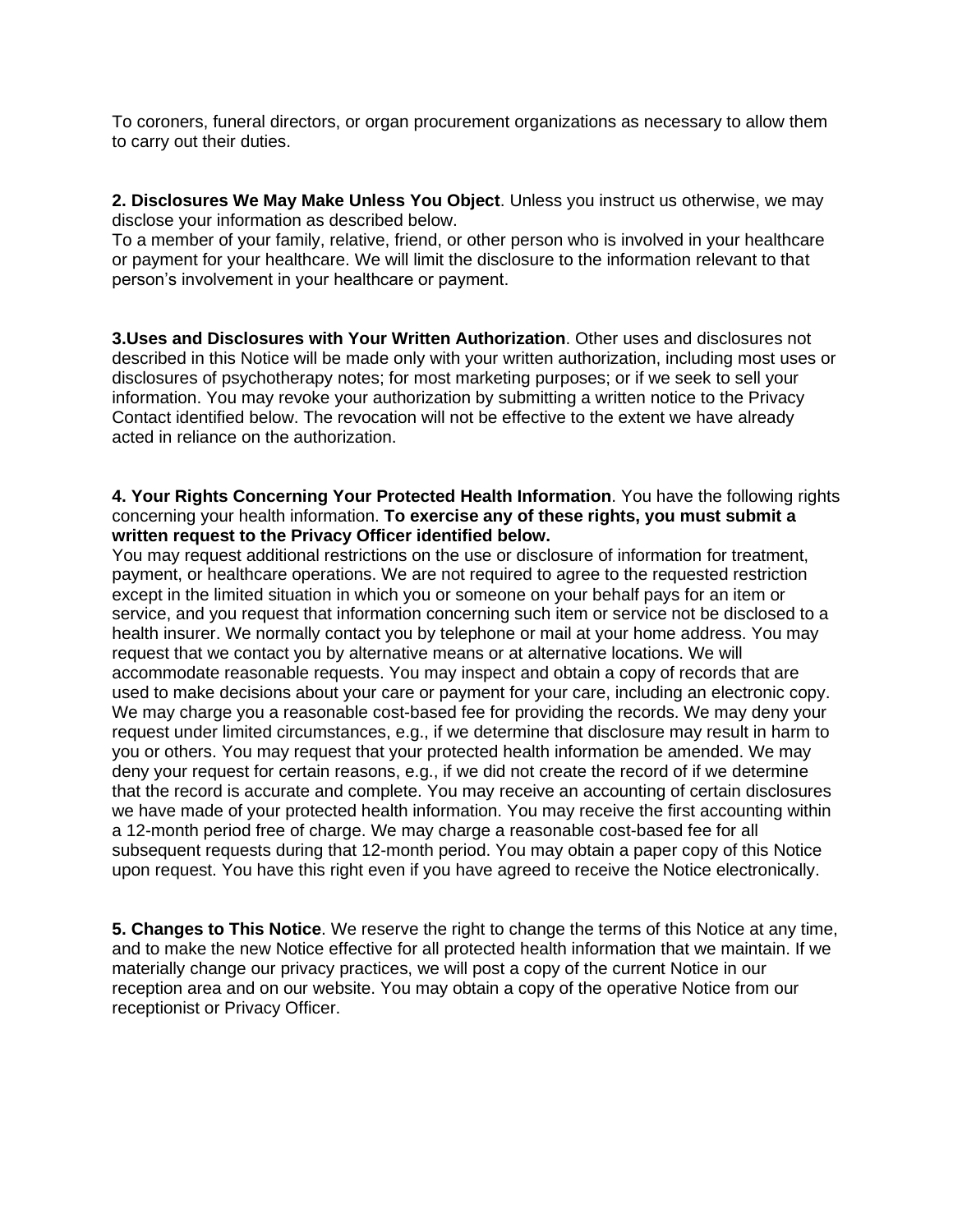To coroners, funeral directors, or organ procurement organizations as necessary to allow them to carry out their duties.

**2. Disclosures We May Make Unless You Object**. Unless you instruct us otherwise, we may disclose your information as described below.
To a member of your family, relative, friend, or other person who is involved in your healthcare or payment for your healthcare. We will limit the disclosure to the information relevant to that person's involvement in your healthcare or payment.

**3.Uses and Disclosures with Your Written Authorization**. Other uses and disclosures not described in this Notice will be made only with your written authorization, including most uses or disclosures of psychotherapy notes; for most marketing purposes; or if we seek to sell your information. You may revoke your authorization by submitting a written notice to the Privacy Contact identified below. The revocation will not be effective to the extent we have already acted in reliance on the authorization.

**4. Your Rights Concerning Your Protected Health Information**. You have the following rights concerning your health information. **To exercise any of these rights, you must submit a written request to the Privacy Officer identified below.**
You may request additional restrictions on the use or disclosure of information for treatment, payment, or healthcare operations. We are not required to agree to the requested restriction except in the limited situation in which you or someone on your behalf pays for an item or service, and you request that information concerning such item or service not be disclosed to a health insurer. We normally contact you by telephone or mail at your home address. You may request that we contact you by alternative means or at alternative locations. We will accommodate reasonable requests. You may inspect and obtain a copy of records that are used to make decisions about your care or payment for your care, including an electronic copy. We may charge you a reasonable cost-based fee for providing the records. We may deny your request under limited circumstances, e.g., if we determine that disclosure may result in harm to you or others. You may request that your protected health information be amended. We may deny your request for certain reasons, e.g., if we did not create the record of if we determine that the record is accurate and complete. You may receive an accounting of certain disclosures we have made of your protected health information. You may receive the first accounting within a 12-month period free of charge. We may charge a reasonable cost-based fee for all subsequent requests during that 12-month period. You may obtain a paper copy of this Notice upon request. You have this right even if you have agreed to receive the Notice electronically.

**5. Changes to This Notice**. We reserve the right to change the terms of this Notice at any time, and to make the new Notice effective for all protected health information that we maintain. If we materially change our privacy practices, we will post a copy of the current Notice in our reception area and on our website. You may obtain a copy of the operative Notice from our receptionist or Privacy Officer.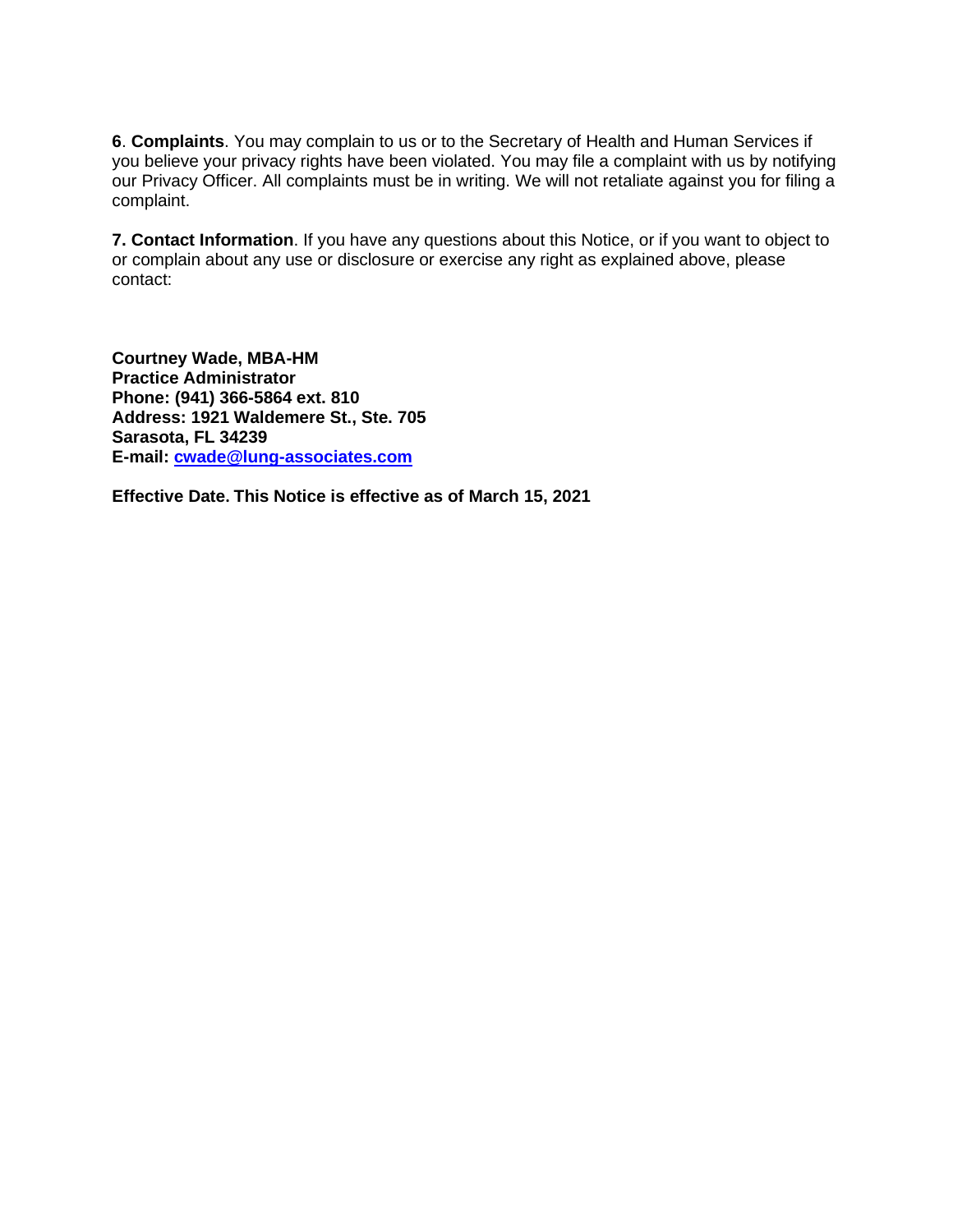**6**. **Complaints**. You may complain to us or to the Secretary of Health and Human Services if you believe your privacy rights have been violated. You may file a complaint with us by notifying our Privacy Officer. All complaints must be in writing. We will not retaliate against you for filing a complaint.

**7. Contact Information**. If you have any questions about this Notice, or if you want to object to or complain about any use or disclosure or exercise any right as explained above, please contact:

**Courtney Wade, MBA-HM**
**Practice Administrator**
**Phone: (941) 366-5864 ext. 810**
**Address: 1921 Waldemere St., Ste. 705**
**Sarasota, FL 34239**
**E-mail: cwade@lung-associates.com**

**Effective Date. This Notice is effective as of March 15, 2021**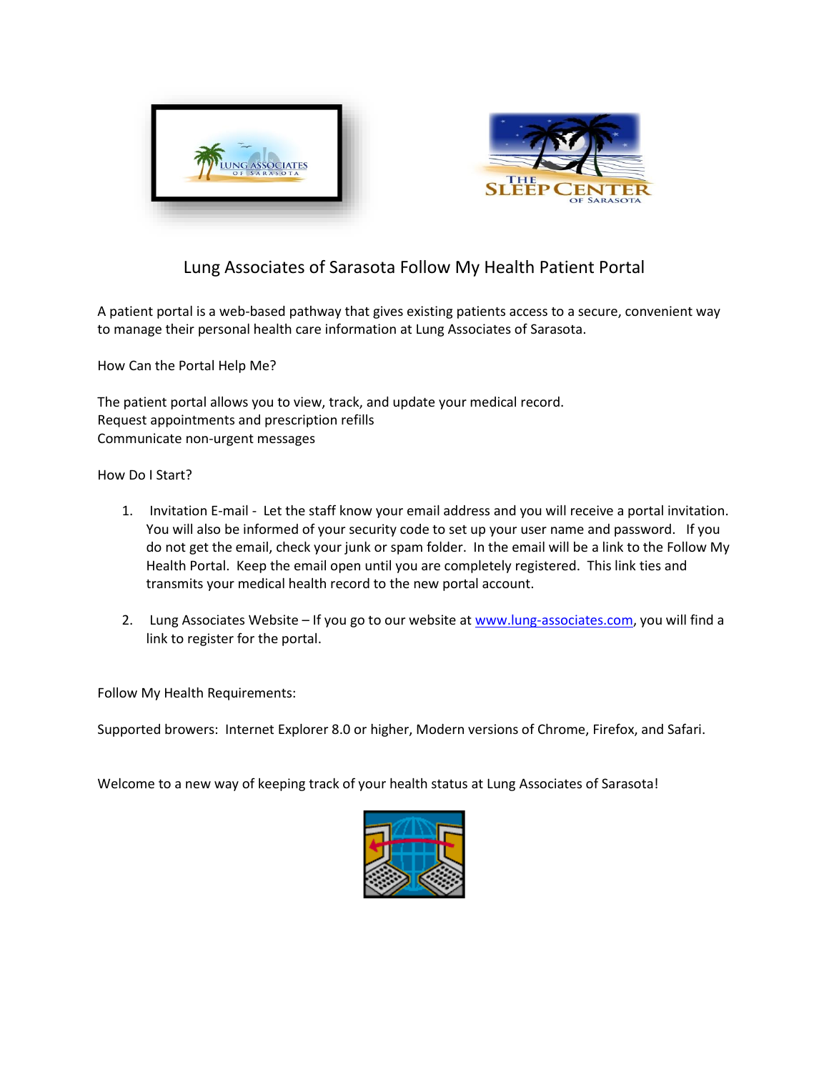# Lung Associates of Sarasota Follow My Health Patient Portal

A patient portal is a web-based pathway that gives existing patients access to a secure, convenient way to manage their personal health care information at Lung Associates of Sarasota.

How Can the Portal Help Me?

The patient portal allows you to view, track, and update your medical record.
Request appointments and prescription refills
Communicate non-urgent messages

How Do I Start?

1. Invitation E-mail - Let the staff know your email address and you will receive a portal invitation. You will also be informed of your security code to set up your user name and password. If you do not get the email, check your junk or spam folder. In the email will be a link to the Follow My Health Portal. Keep the email open until you are completely registered. This link ties and transmits your medical health record to the new portal account.

2. Lung Associates Website – If you go to our website at [www.lung-associates.com](http://www.lung-associates.com), you will find a link to register for the portal.

Follow My Health Requirements:

Supported browers: Internet Explorer 8.0 or higher, Modern versions of Chrome, Firefox, and Safari.

Welcome to a new way of keeping track of your health status at Lung Associates of Sarasota!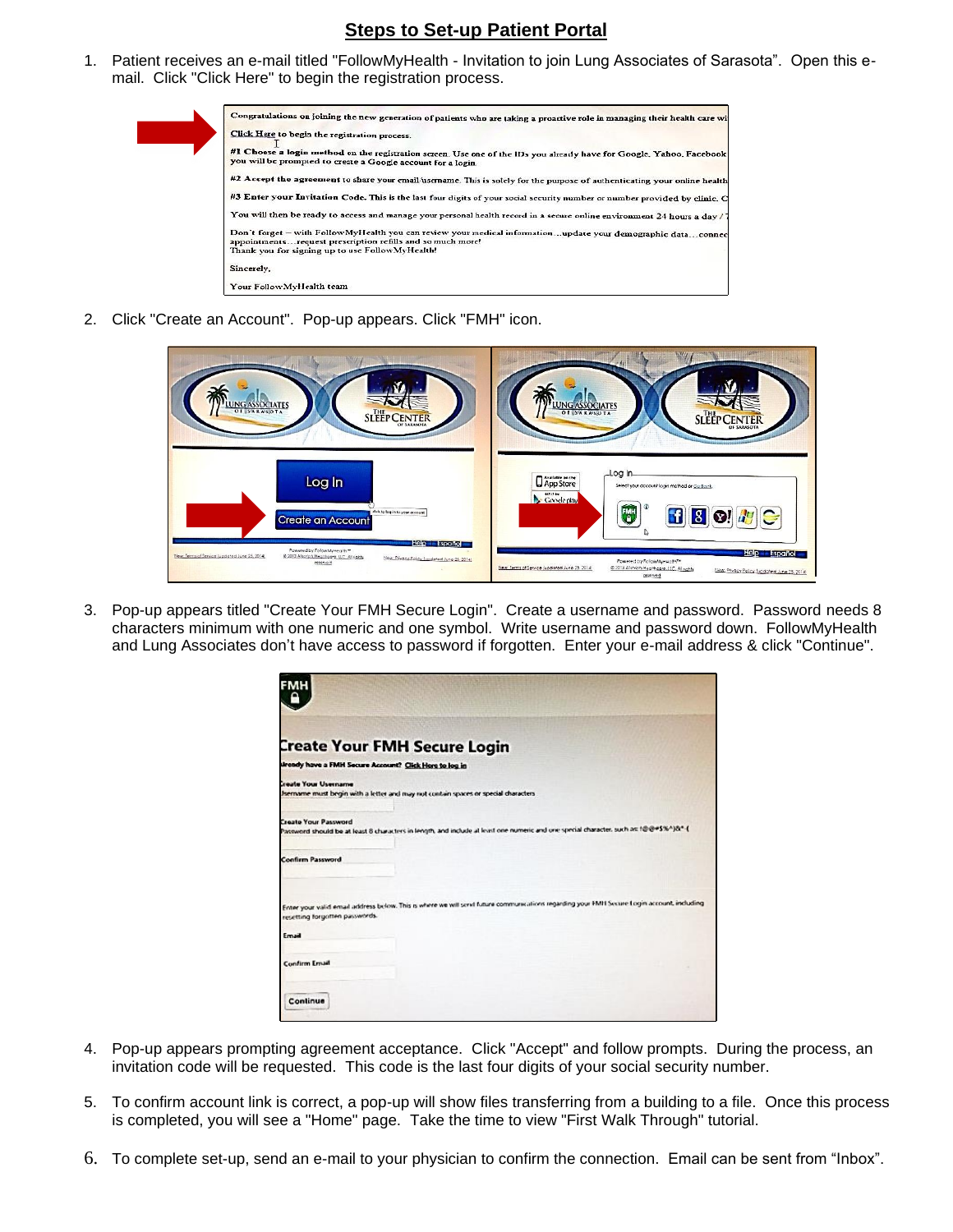# Steps to Set-up Patient Portal

1. Patient receives an e-mail titled "FollowMyHealth - Invitation to join Lung Associates of Sarasota". Open this e-mail. Click "Click Here" to begin the registration process.

2. Click "Create an Account". Pop-up appears. Click "FMH" icon.

3. Pop-up appears titled "Create Your FMH Secure Login". Create a username and password. Password needs 8 characters minimum with one numeric and one symbol. Write username and password down. FollowMyHealth and Lung Associates don't have access to password if forgotten. Enter your e-mail address & click "Continue".

4. Pop-up appears prompting agreement acceptance. Click "Accept" and follow prompts. During the process, an invitation code will be requested. This code is the last four digits of your social security number.

5. To confirm account link is correct, a pop-up will show files transferring from a building to a file. Once this process is completed, you will see a "Home" page. Take the time to view "First Walk Through" tutorial.

6. To complete set-up, send an e-mail to your physician to confirm the connection. Email can be sent from "Inbox".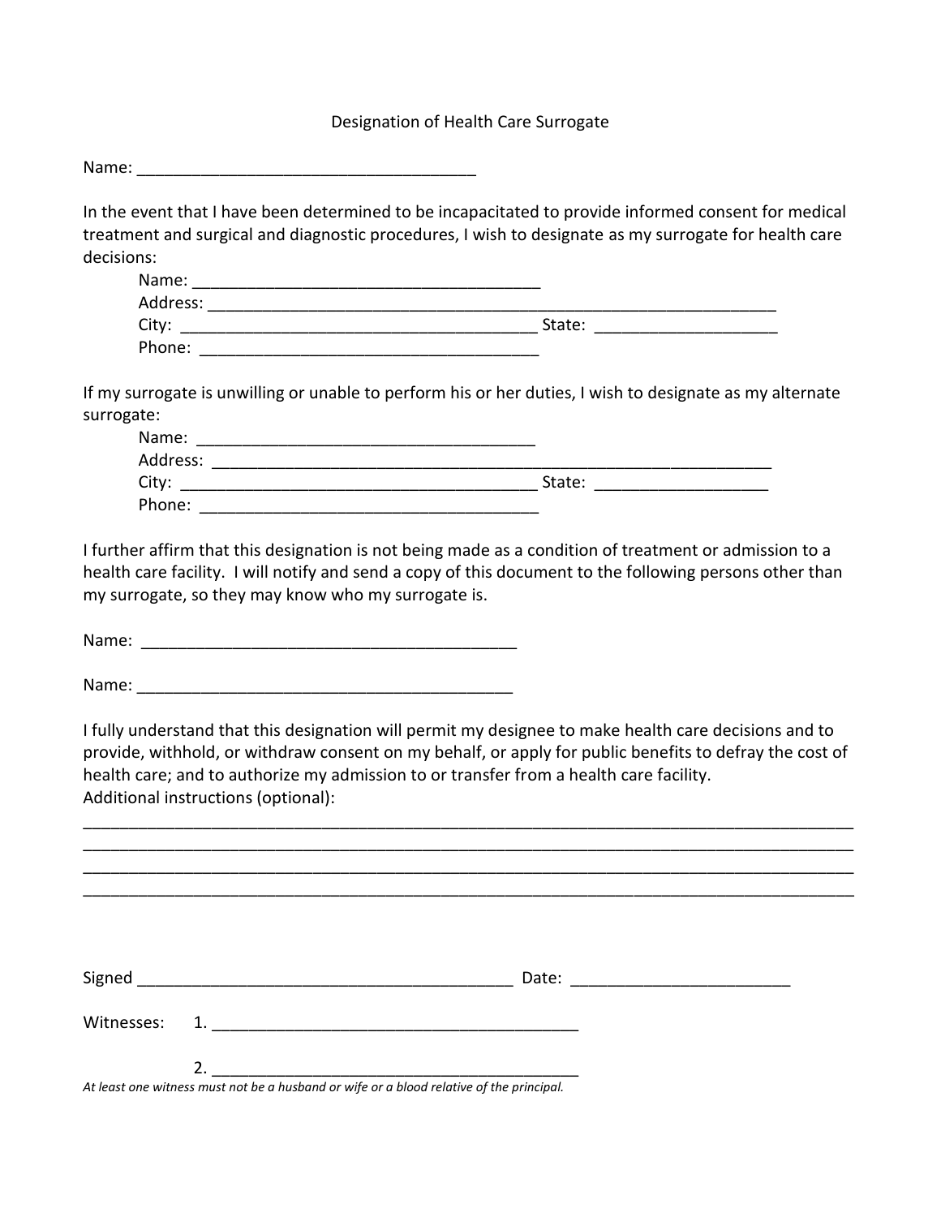# Designation of Health Care Surrogate

Name: _____________________________________

In the event that I have been determined to be incapacitated to provide informed consent for medical treatment and surgical and diagnostic procedures, I wish to designate as my surrogate for health care decisions:

Name: ______________________________________
Address: ____________________________________________________________
City: _______________________________________ State: ___________________
Phone: ______________________________________

If my surrogate is unwilling or unable to perform his or her duties, I wish to designate as my alternate surrogate:

Name: ______________________________________
Address: ____________________________________________________________
City: _______________________________________ State: __________________
Phone: ______________________________________

I further affirm that this designation is not being made as a condition of treatment or admission to a health care facility. I will notify and send a copy of this document to the following persons other than my surrogate, so they may know who my surrogate is.

Name: __________________________________________

Name: __________________________________________

I fully understand that this designation will permit my designee to make health care decisions and to provide, withhold, or withdraw consent on my behalf, or apply for public benefits to defray the cost of health care; and to authorize my admission to or transfer from a health care facility.
Additional instructions (optional):

________________________________________________________________________________
________________________________________________________________________________
________________________________________________________________________________
________________________________________________________________________________

Signed __________________________________________ Date: _______________________

Witnesses: 1. _____________________________________

2. _____________________________________

*At least one witness must not be a husband or wife or a blood relative of the principal.*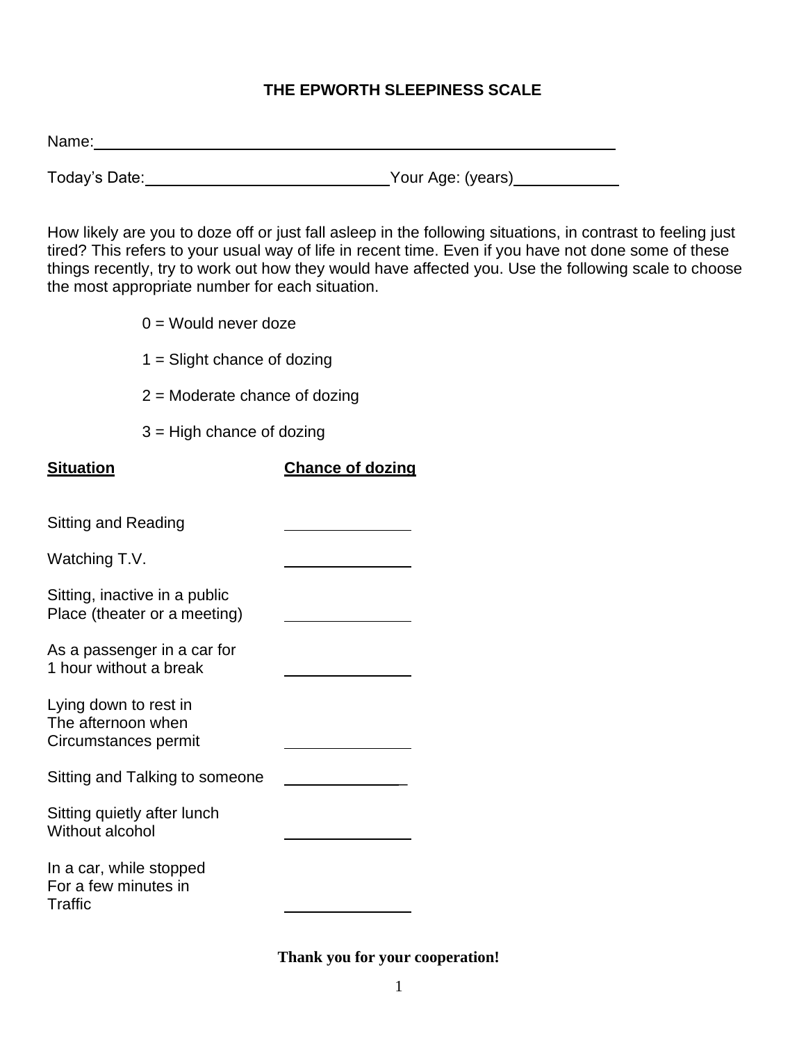# THE EPWORTH SLEEPINESS SCALE

Name: ______________________________________________

Today's Date: ______________________ Your Age: (years) __________

How likely are you to doze off or just fall asleep in the following situations, in contrast to feeling just tired? This refers to your usual way of life in recent time. Even if you have not done some of these things recently, try to work out how they would have affected you. Use the following scale to choose the most appropriate number for each situation.

0 = Would never doze

1 = Slight chance of dozing

2 = Moderate chance of dozing

3 = High chance of dozing

| **Situation** | **Chance of dozing** |
|---|---|
| Sitting and Reading | ____________ |
| Watching T.V. | ____________ |
| Sitting, inactive in a public Place (theater or a meeting) | ____________ |
| As a passenger in a car for 1 hour without a break | ____________ |
| Lying down to rest in The afternoon when Circumstances permit | ____________ |
| Sitting and Talking to someone | ____________ |
| Sitting quietly after lunch Without alcohol | ____________ |
| In a car, while stopped For a few minutes in Traffic | ____________ |

**Thank you for your cooperation!**